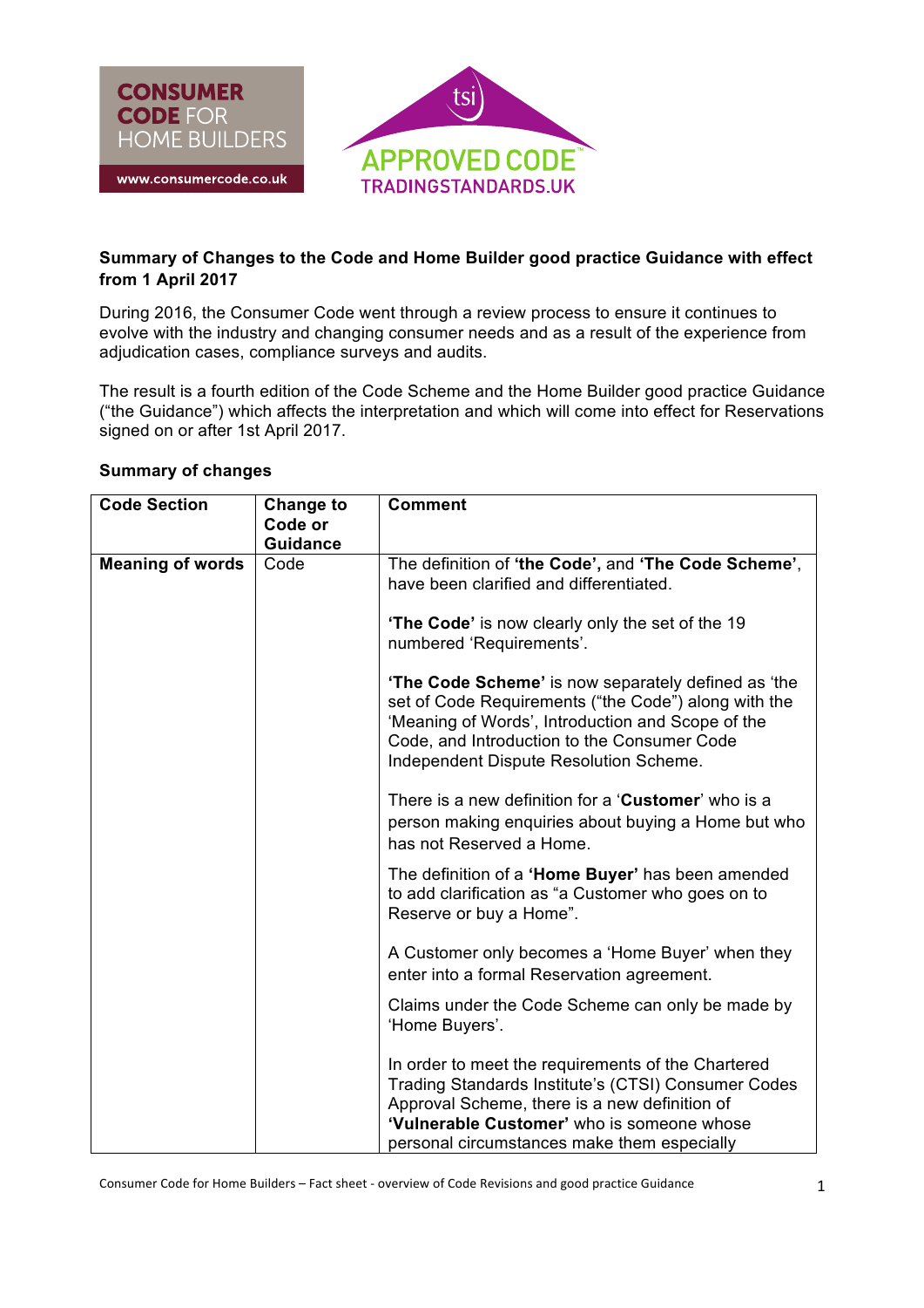**Summary of Changes to the Code and Home Builder good practice Guidance with effect from 1 April 2017**

During 2016, the Consumer Code went through a review process to ensure it continues to evolve with the industry and changing consumer needs and as a result of the experience from adjudication cases, compliance surveys and audits.

The result is a fourth edition of the Code Scheme and the Home Builder good practice Guidance ("the Guidance") which affects the interpretation and which will come into effect for Reservations signed on or after 1st April 2017.

**Summary of changes**

| Code Section | Change to Code or Guidance | Comment |
|---|---|---|
| **Meaning of words** | Code | The definition of **'the Code',** and **'The Code Scheme'**, have been clarified and differentiated.<br><br>**'The Code'** is now clearly only the set of the 19 numbered 'Requirements'.<br><br>**'The Code Scheme'** is now separately defined as 'the set of Code Requirements ("the Code") along with the 'Meaning of Words', Introduction and Scope of the Code, and Introduction to the Consumer Code Independent Dispute Resolution Scheme.<br><br>There is a new definition for a '**Customer**' who is a person making enquiries about buying a Home but who has not Reserved a Home.<br><br>The definition of a **'Home Buyer'** has been amended to add clarification as "a Customer who goes on to Reserve or buy a Home".<br><br>A Customer only becomes a 'Home Buyer' when they enter into a formal Reservation agreement.<br><br>Claims under the Code Scheme can only be made by 'Home Buyers'.<br><br>In order to meet the requirements of the Chartered Trading Standards Institute's (CTSI) Consumer Codes Approval Scheme, there is a new definition of **'Vulnerable Customer'** who is someone whose personal circumstances make them especially |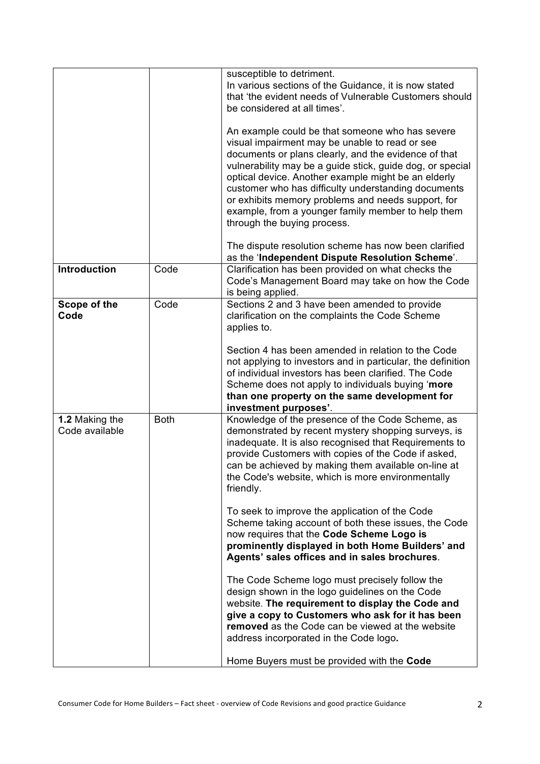| | | |
|---|---|---|
| | | susceptible to detriment.<br>In various sections of the Guidance, it is now stated that 'the evident needs of Vulnerable Customers should be considered at all times'.<br><br>An example could be that someone who has severe visual impairment may be unable to read or see documents or plans clearly, and the evidence of that vulnerability may be a guide stick, guide dog, or special optical device. Another example might be an elderly customer who has difficulty understanding documents or exhibits memory problems and needs support, for example, from a younger family member to help them through the buying process.<br><br>The dispute resolution scheme has now been clarified as the '**Independent Dispute Resolution Scheme**'. |
| **Introduction** | Code | Clarification has been provided on what checks the Code's Management Board may take on how the Code is being applied. |
| **Scope of the Code** | Code | Sections 2 and 3 have been amended to provide clarification on the complaints the Code Scheme applies to.<br><br>Section 4 has been amended in relation to the Code not applying to investors and in particular, the definition of individual investors has been clarified. The Code Scheme does not apply to individuals buying '**more than one property on the same development for investment purposes'**. |
| **1.2** Making the Code available | Both | Knowledge of the presence of the Code Scheme, as demonstrated by recent mystery shopping surveys, is inadequate. It is also recognised that Requirements to provide Customers with copies of the Code if asked, can be achieved by making them available on-line at the Code's website, which is more environmentally friendly.<br><br>To seek to improve the application of the Code Scheme taking account of both these issues, the Code now requires that the **Code Scheme Logo is prominently displayed in both Home Builders' and Agents' sales offices and in sales brochures**.<br><br>The Code Scheme logo must precisely follow the design shown in the logo guidelines on the Code website. **The requirement to display the Code and give a copy to Customers who ask for it has been removed** as the Code can be viewed at the website address incorporated in the Code logo**.**<br><br>Home Buyers must be provided with the **Code** |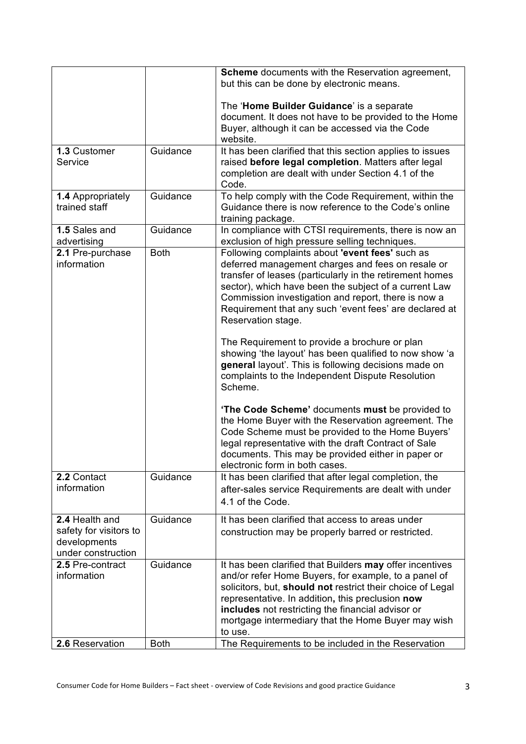| | | |
|---|---|---|
| | | **Scheme** documents with the Reservation agreement, but this can be done by electronic means.<br><br>The '**Home Builder Guidance**' is a separate document. It does not have to be provided to the Home Buyer, although it can be accessed via the Code website. |
| **1.3** Customer Service | Guidance | It has been clarified that this section applies to issues raised **before legal completion**. Matters after legal completion are dealt with under Section 4.1 of the Code. |
| **1.4** Appropriately trained staff | Guidance | To help comply with the Code Requirement, within the Guidance there is now reference to the Code's online training package. |
| **1.5** Sales and advertising | Guidance | In compliance with CTSI requirements, there is now an exclusion of high pressure selling techniques. |
| **2.1** Pre-purchase information | Both | Following complaints about **'event fees'** such as deferred management charges and fees on resale or transfer of leases (particularly in the retirement homes sector), which have been the subject of a current Law Commission investigation and report, there is now a Requirement that any such 'event fees' are declared at Reservation stage.<br><br>The Requirement to provide a brochure or plan showing 'the layout' has been qualified to now show 'a **general** layout'. This is following decisions made on complaints to the Independent Dispute Resolution Scheme.<br><br>**'The Code Scheme'** documents **must** be provided to the Home Buyer with the Reservation agreement. The Code Scheme must be provided to the Home Buyers' legal representative with the draft Contract of Sale documents. This may be provided either in paper or electronic form in both cases. |
| **2.2** Contact information | Guidance | It has been clarified that after legal completion, the after-sales service Requirements are dealt with under 4.1 of the Code. |
| **2.4** Health and safety for visitors to developments under construction | Guidance | It has been clarified that access to areas under construction may be properly barred or restricted. |
| **2.5** Pre-contract information | Guidance | It has been clarified that Builders **may** offer incentives and/or refer Home Buyers, for example, to a panel of solicitors, but, **should not** restrict their choice of Legal representative. In addition**,** this preclusion **now includes** not restricting the financial advisor or mortgage intermediary that the Home Buyer may wish to use. |
| **2.6** Reservation | Both | The Requirements to be included in the Reservation |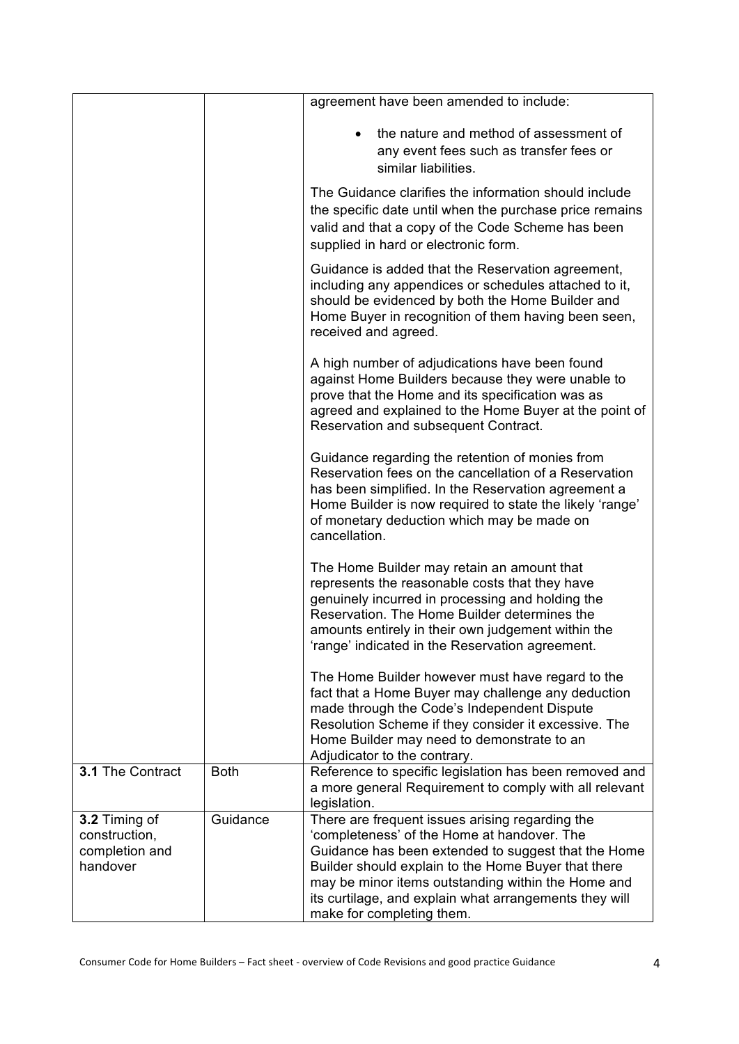| | | |
|---|---|---|
| | | agreement have been amended to include:<br><br>• the nature and method of assessment of any event fees such as transfer fees or similar liabilities.<br><br>The Guidance clarifies the information should include the specific date until when the purchase price remains valid and that a copy of the Code Scheme has been supplied in hard or electronic form.<br><br>Guidance is added that the Reservation agreement, including any appendices or schedules attached to it, should be evidenced by both the Home Builder and Home Buyer in recognition of them having been seen, received and agreed.<br><br>A high number of adjudications have been found against Home Builders because they were unable to prove that the Home and its specification was as agreed and explained to the Home Buyer at the point of Reservation and subsequent Contract.<br><br>Guidance regarding the retention of monies from Reservation fees on the cancellation of a Reservation has been simplified. In the Reservation agreement a Home Builder is now required to state the likely 'range' of monetary deduction which may be made on cancellation.<br><br>The Home Builder may retain an amount that represents the reasonable costs that they have genuinely incurred in processing and holding the Reservation. The Home Builder determines the amounts entirely in their own judgement within the 'range' indicated in the Reservation agreement.<br><br>The Home Builder however must have regard to the fact that a Home Buyer may challenge any deduction made through the Code's Independent Dispute Resolution Scheme if they consider it excessive. The Home Builder may need to demonstrate to an Adjudicator to the contrary. |
| **3.1** The Contract | Both | Reference to specific legislation has been removed and a more general Requirement to comply with all relevant legislation. |
| **3.2** Timing of construction, completion and handover | Guidance | There are frequent issues arising regarding the 'completeness' of the Home at handover. The Guidance has been extended to suggest that the Home Builder should explain to the Home Buyer that there may be minor items outstanding within the Home and its curtilage, and explain what arrangements they will make for completing them. |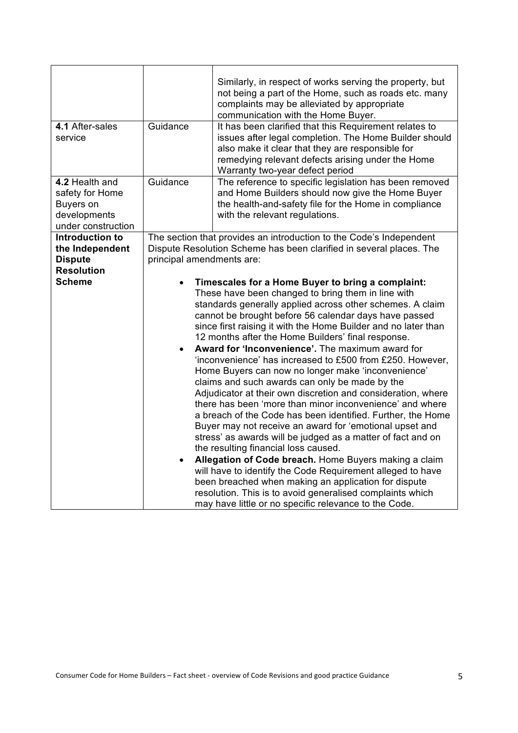| | | |
|---|---|---|
| | | Similarly, in respect of works serving the property, but not being a part of the Home, such as roads etc. many complaints may be alleviated by appropriate communication with the Home Buyer. |
| **4.1** After-sales service | Guidance | It has been clarified that this Requirement relates to issues after legal completion. The Home Builder should also make it clear that they are responsible for remedying relevant defects arising under the Home Warranty two-year defect period |
| **4.2** Health and safety for Home Buyers on developments under construction | Guidance | The reference to specific legislation has been removed and Home Builders should now give the Home Buyer the health-and-safety file for the Home in compliance with the relevant regulations. |
| **Introduction to the Independent Dispute Resolution Scheme** | The section that provides an introduction to the Code's Independent Dispute Resolution Scheme has been clarified in several places. The principal amendments are:<br><br>• **Timescales for a Home Buyer to bring a complaint:** These have been changed to bring them in line with standards generally applied across other schemes. A claim cannot be brought before 56 calendar days have passed since first raising it with the Home Builder and no later than 12 months after the Home Builders' final response.<br>• **Award for 'Inconvenience'.** The maximum award for 'inconvenience' has increased to £500 from £250. However, Home Buyers can now no longer make 'inconvenience' claims and such awards can only be made by the Adjudicator at their own discretion and consideration, where there has been 'more than minor inconvenience' and where a breach of the Code has been identified. Further, the Home Buyer may not receive an award for 'emotional upset and stress' as awards will be judged as a matter of fact and on the resulting financial loss caused.<br>• **Allegation of Code breach.** Home Buyers making a claim will have to identify the Code Requirement alleged to have been breached when making an application for dispute resolution. This is to avoid generalised complaints which may have little or no specific relevance to the Code. | |